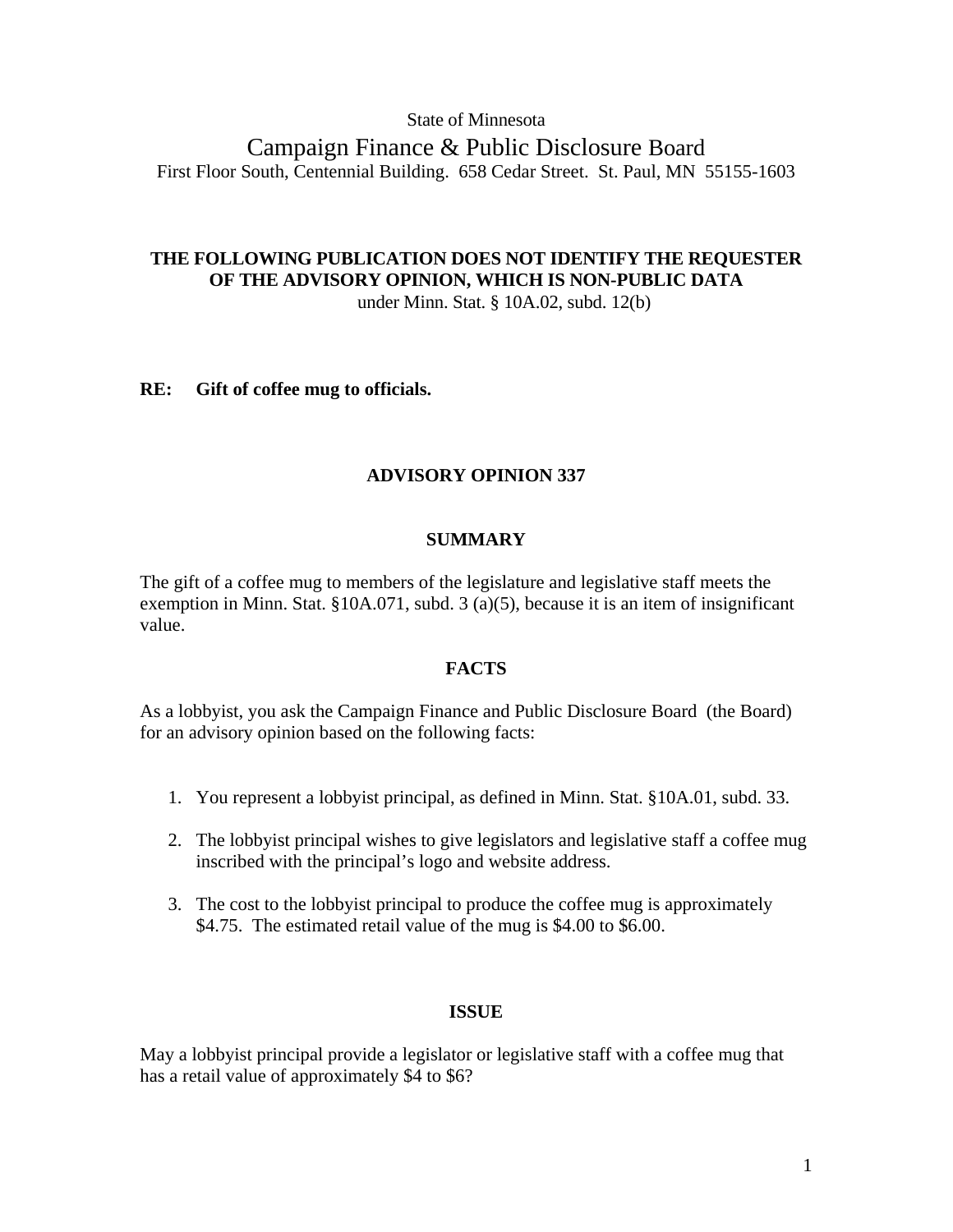State of Minnesota

Campaign Finance & Public Disclosure Board

First Floor South, Centennial Building. 658 Cedar Street. St. Paul, MN 55155-1603

**THE FOLLOWING PUBLICATION DOES NOT IDENTIFY THE REQUESTER OF THE ADVISORY OPINION, WHICH IS NON-PUBLIC DATA**

under Minn. Stat. § 10A.02, subd. 12(b)

**RE: Gift of coffee mug to officials.**

## ADVISORY OPINION 337

### SUMMARY

The gift of a coffee mug to members of the legislature and legislative staff meets the exemption in Minn. Stat. §10A.071, subd. 3 (a)(5), because it is an item of insignificant value.

### FACTS

As a lobbyist, you ask the Campaign Finance and Public Disclosure Board (the Board) for an advisory opinion based on the following facts:

1. You represent a lobbyist principal, as defined in Minn. Stat. §10A.01, subd. 33.
2. The lobbyist principal wishes to give legislators and legislative staff a coffee mug inscribed with the principal's logo and website address.
3. The cost to the lobbyist principal to produce the coffee mug is approximately $4.75. The estimated retail value of the mug is $4.00 to $6.00.

### ISSUE

May a lobbyist principal provide a legislator or legislative staff with a coffee mug that has a retail value of approximately $4 to $6?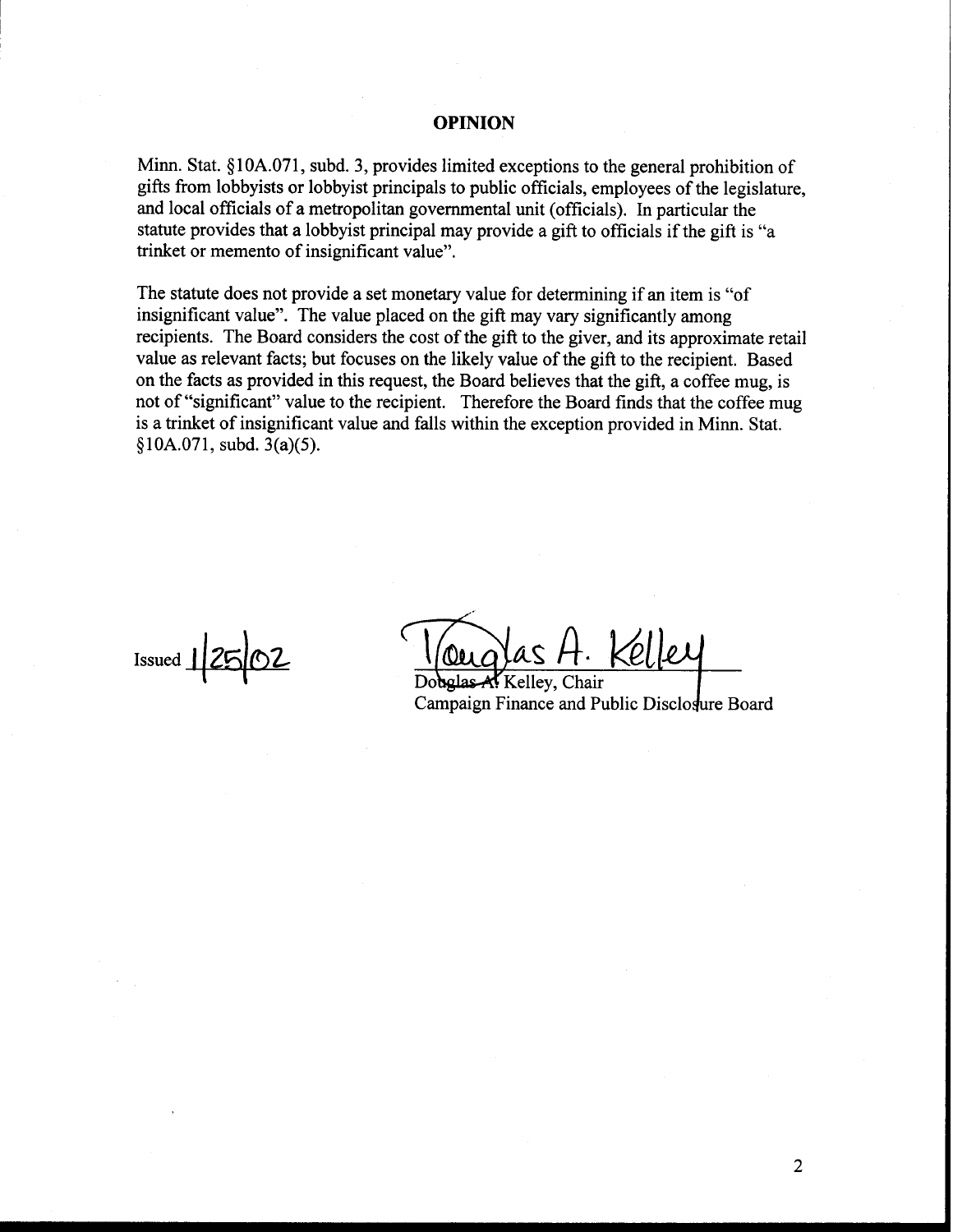## OPINION

Minn. Stat. §10A.071, subd. 3, provides limited exceptions to the general prohibition of gifts from lobbyists or lobbyist principals to public officials, employees of the legislature, and local officials of a metropolitan governmental unit (officials). In particular the statute provides that a lobbyist principal may provide a gift to officials if the gift is "a trinket or memento of insignificant value".

The statute does not provide a set monetary value for determining if an item is "of insignificant value". The value placed on the gift may vary significantly among recipients. The Board considers the cost of the gift to the giver, and its approximate retail value as relevant facts; but focuses on the likely value of the gift to the recipient. Based on the facts as provided in this request, the Board believes that the gift, a coffee mug, is not of "significant" value to the recipient. Therefore the Board finds that the coffee mug is a trinket of insignificant value and falls within the exception provided in Minn. Stat. §10A.071, subd. 3(a)(5).

Issued 1/25/02

Douglas A. Kelley

Douglas A. Kelley, Chair
Campaign Finance and Public Disclosure Board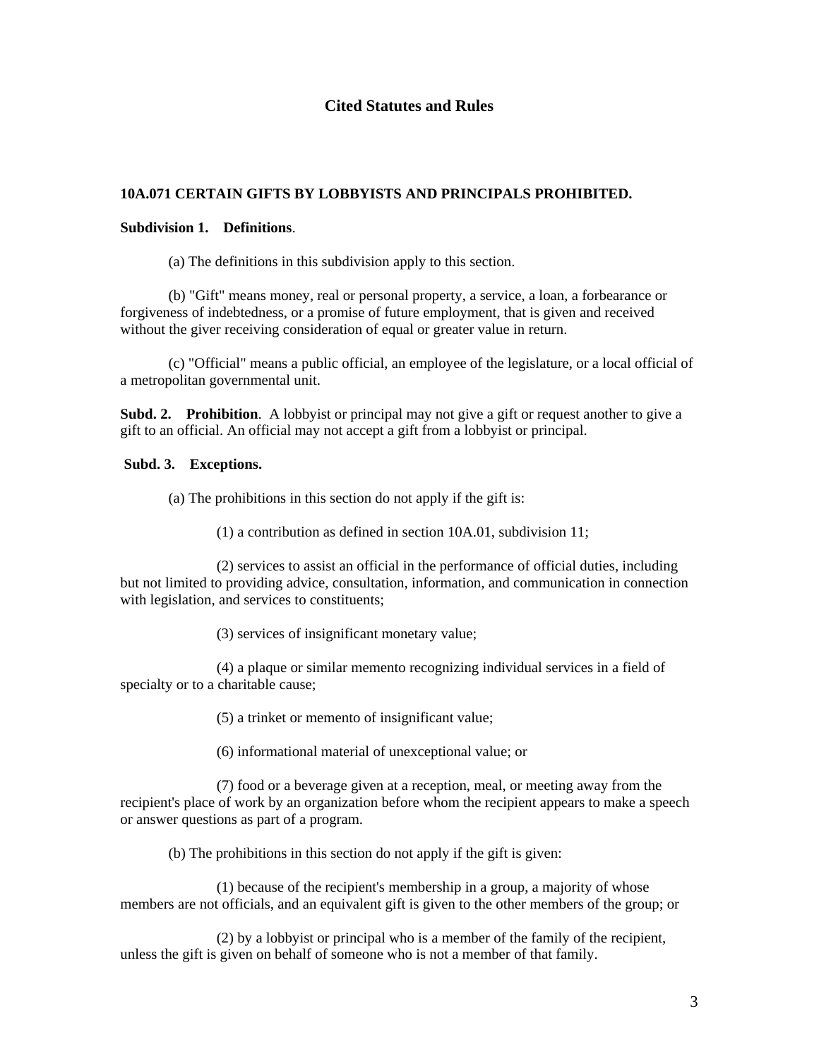## Cited Statutes and Rules

**10A.071 CERTAIN GIFTS BY LOBBYISTS AND PRINCIPALS PROHIBITED.**

**Subdivision 1. Definitions**.

(a) The definitions in this subdivision apply to this section.

(b) "Gift" means money, real or personal property, a service, a loan, a forbearance or forgiveness of indebtedness, or a promise of future employment, that is given and received without the giver receiving consideration of equal or greater value in return.

(c) "Official" means a public official, an employee of the legislature, or a local official of a metropolitan governmental unit.

**Subd. 2. Prohibition**. A lobbyist or principal may not give a gift or request another to give a gift to an official. An official may not accept a gift from a lobbyist or principal.

**Subd. 3. Exceptions.**

(a) The prohibitions in this section do not apply if the gift is:

(1) a contribution as defined in section 10A.01, subdivision 11;

(2) services to assist an official in the performance of official duties, including but not limited to providing advice, consultation, information, and communication in connection with legislation, and services to constituents;

(3) services of insignificant monetary value;

(4) a plaque or similar memento recognizing individual services in a field of specialty or to a charitable cause;

(5) a trinket or memento of insignificant value;

(6) informational material of unexceptional value; or

(7) food or a beverage given at a reception, meal, or meeting away from the recipient's place of work by an organization before whom the recipient appears to make a speech or answer questions as part of a program.

(b) The prohibitions in this section do not apply if the gift is given:

(1) because of the recipient's membership in a group, a majority of whose members are not officials, and an equivalent gift is given to the other members of the group; or

(2) by a lobbyist or principal who is a member of the family of the recipient, unless the gift is given on behalf of someone who is not a member of that family.